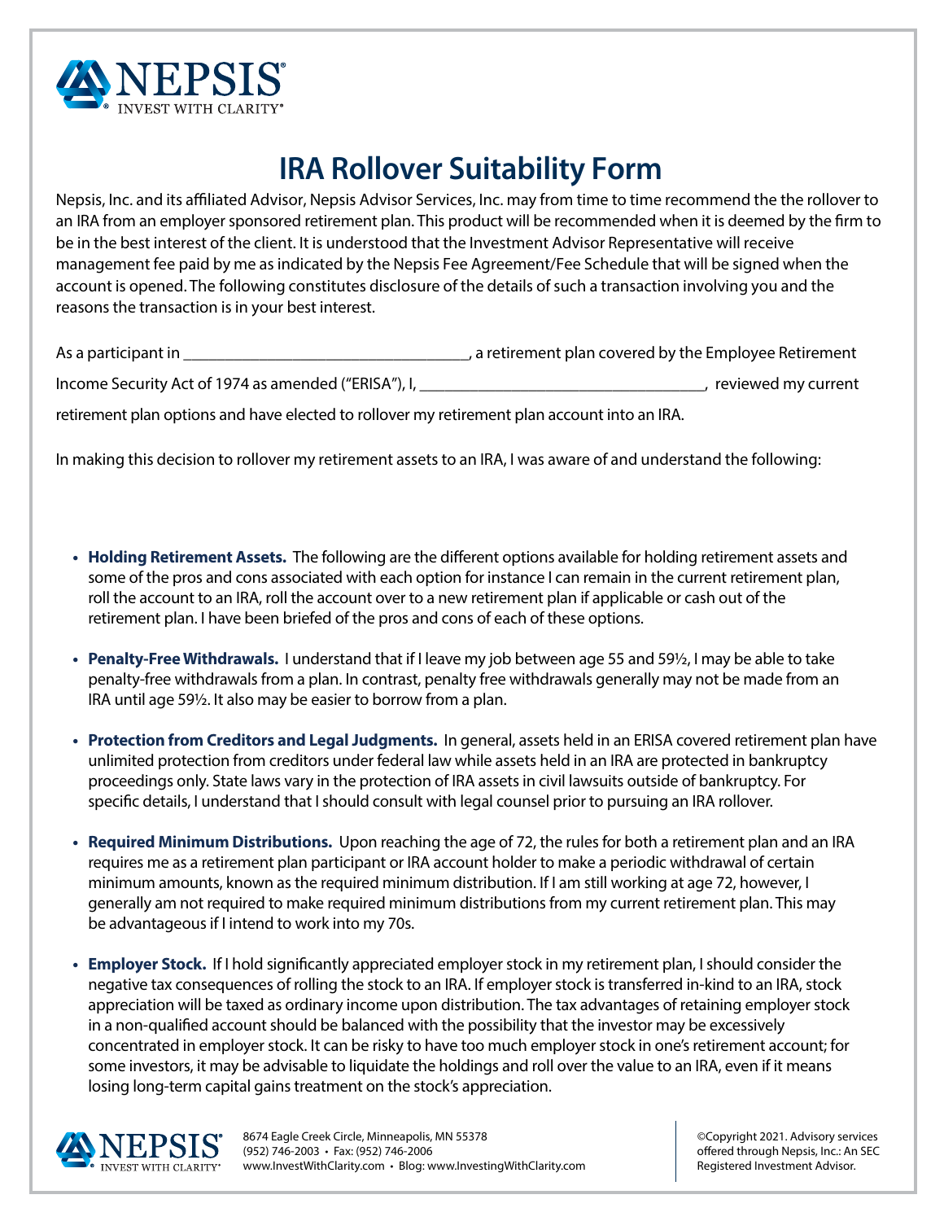NEPSIS

INVEST WITH CLARITY

# IRA Rollover Suitability Form

Nepsis, Inc. and its affiliated Advisor, Nepsis Advisor Services, Inc. may from time to time recommend the the rollover to an IRA from an employer sponsored retirement plan. This product will be recommended when it is deemed by the firm to be in the best interest of the client. It is understood that the Investment Advisor Representative will receive management fee paid by me as indicated by the Nepsis Fee Agreement/Fee Schedule that will be signed when the account is opened. The following constitutes disclosure of the details of such a transaction involving you and the reasons the transaction is in your best interest.

As a participant in ________________________________, a retirement plan covered by the Employee Retirement Income Security Act of 1974 as amended ("ERISA"), I, ________________________________, reviewed my current retirement plan options and have elected to rollover my retirement plan account into an IRA.

In making this decision to rollover my retirement assets to an IRA, I was aware of and understand the following:

- **Holding Retirement Assets.** The following are the different options available for holding retirement assets and some of the pros and cons associated with each option for instance I can remain in the current retirement plan, roll the account to an IRA, roll the account over to a new retirement plan if applicable or cash out of the retirement plan. I have been briefed of the pros and cons of each of these options.
- **Penalty-Free Withdrawals.** I understand that if I leave my job between age 55 and 59½, I may be able to take penalty-free withdrawals from a plan. In contrast, penalty free withdrawals generally may not be made from an IRA until age 59½. It also may be easier to borrow from a plan.
- **Protection from Creditors and Legal Judgments.** In general, assets held in an ERISA covered retirement plan have unlimited protection from creditors under federal law while assets held in an IRA are protected in bankruptcy proceedings only. State laws vary in the protection of IRA assets in civil lawsuits outside of bankruptcy. For specific details, I understand that I should consult with legal counsel prior to pursuing an IRA rollover.
- **Required Minimum Distributions.** Upon reaching the age of 72, the rules for both a retirement plan and an IRA requires me as a retirement plan participant or IRA account holder to make a periodic withdrawal of certain minimum amounts, known as the required minimum distribution. If I am still working at age 72, however, I generally am not required to make required minimum distributions from my current retirement plan. This may be advantageous if I intend to work into my 70s.
- **Employer Stock.** If I hold significantly appreciated employer stock in my retirement plan, I should consider the negative tax consequences of rolling the stock to an IRA. If employer stock is transferred in-kind to an IRA, stock appreciation will be taxed as ordinary income upon distribution. The tax advantages of retaining employer stock in a non-qualified account should be balanced with the possibility that the investor may be excessively concentrated in employer stock. It can be risky to have too much employer stock in one's retirement account; for some investors, it may be advisable to liquidate the holdings and roll over the value to an IRA, even if it means losing long-term capital gains treatment on the stock's appreciation.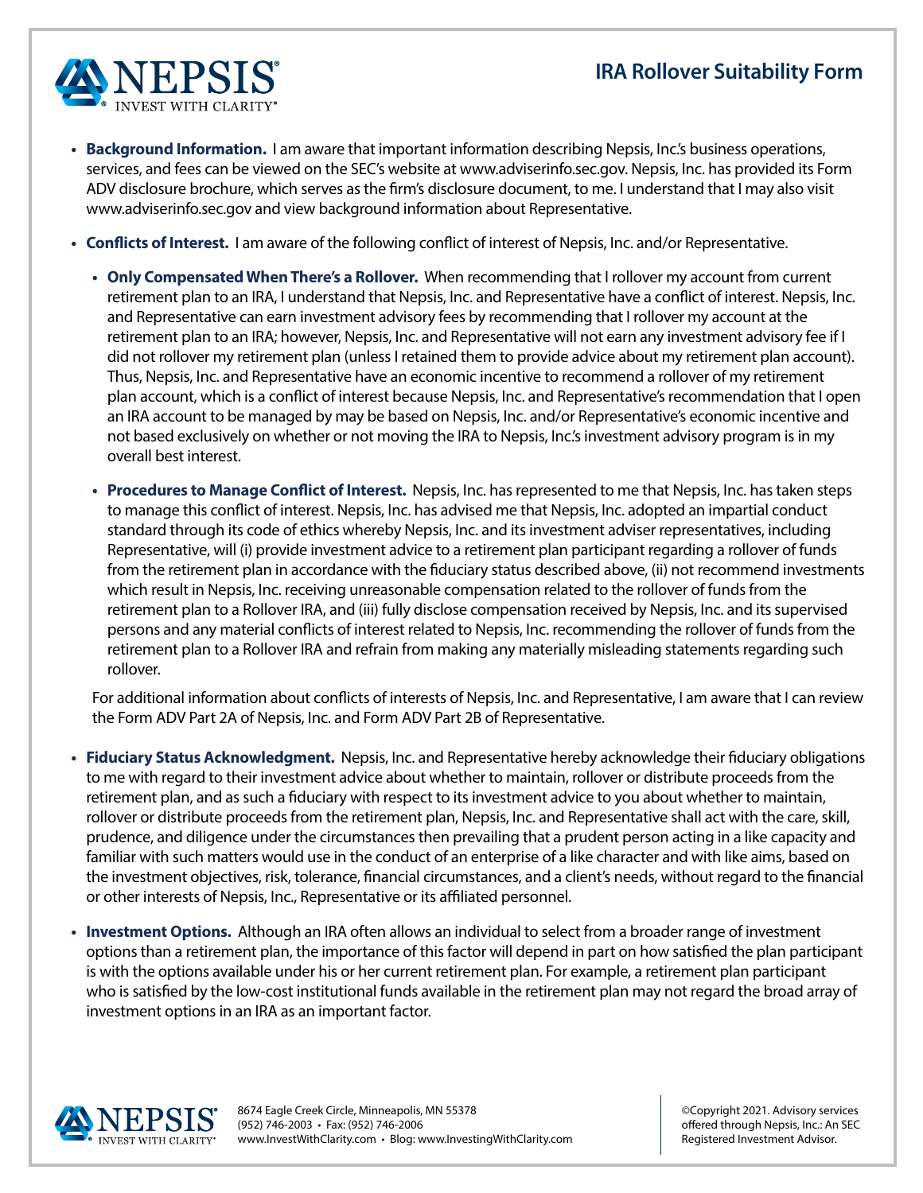## IRA Rollover Suitability Form

- **Background Information.** I am aware that important information describing Nepsis, Inc.'s business operations, services, and fees can be viewed on the SEC's website at www.adviserinfo.sec.gov. Nepsis, Inc. has provided its Form ADV disclosure brochure, which serves as the firm's disclosure document, to me. I understand that I may also visit www.adviserinfo.sec.gov and view background information about Representative.

- **Conflicts of Interest.** I am aware of the following conflict of interest of Nepsis, Inc. and/or Representative.

  - **Only Compensated When There's a Rollover.** When recommending that I rollover my account from current retirement plan to an IRA, I understand that Nepsis, Inc. and Representative have a conflict of interest. Nepsis, Inc. and Representative can earn investment advisory fees by recommending that I rollover my account at the retirement plan to an IRA; however, Nepsis, Inc. and Representative will not earn any investment advisory fee if I did not rollover my retirement plan (unless I retained them to provide advice about my retirement plan account). Thus, Nepsis, Inc. and Representative have an economic incentive to recommend a rollover of my retirement plan account, which is a conflict of interest because Nepsis, Inc. and Representative's recommendation that I open an IRA account to be managed by may be based on Nepsis, Inc. and/or Representative's economic incentive and not based exclusively on whether or not moving the IRA to Nepsis, Inc.'s investment advisory program is in my overall best interest.

  - **Procedures to Manage Conflict of Interest.** Nepsis, Inc. has represented to me that Nepsis, Inc. has taken steps to manage this conflict of interest. Nepsis, Inc. has advised me that Nepsis, Inc. adopted an impartial conduct standard through its code of ethics whereby Nepsis, Inc. and its investment adviser representatives, including Representative, will (i) provide investment advice to a retirement plan participant regarding a rollover of funds from the retirement plan in accordance with the fiduciary status described above, (ii) not recommend investments which result in Nepsis, Inc. receiving unreasonable compensation related to the rollover of funds from the retirement plan to a Rollover IRA, and (iii) fully disclose compensation received by Nepsis, Inc. and its supervised persons and any material conflicts of interest related to Nepsis, Inc. recommending the rollover of funds from the retirement plan to a Rollover IRA and refrain from making any materially misleading statements regarding such rollover.

  For additional information about conflicts of interests of Nepsis, Inc. and Representative, I am aware that I can review the Form ADV Part 2A of Nepsis, Inc. and Form ADV Part 2B of Representative.

- **Fiduciary Status Acknowledgment.** Nepsis, Inc. and Representative hereby acknowledge their fiduciary obligations to me with regard to their investment advice about whether to maintain, rollover or distribute proceeds from the retirement plan, and as such a fiduciary with respect to its investment advice to you about whether to maintain, rollover or distribute proceeds from the retirement plan, Nepsis, Inc. and Representative shall act with the care, skill, prudence, and diligence under the circumstances then prevailing that a prudent person acting in a like capacity and familiar with such matters would use in the conduct of an enterprise of a like character and with like aims, based on the investment objectives, risk, tolerance, financial circumstances, and a client's needs, without regard to the financial or other interests of Nepsis, Inc., Representative or its affiliated personnel.

- **Investment Options.** Although an IRA often allows an individual to select from a broader range of investment options than a retirement plan, the importance of this factor will depend in part on how satisfied the plan participant is with the options available under his or her current retirement plan. For example, a retirement plan participant who is satisfied by the low-cost institutional funds available in the retirement plan may not regard the broad array of investment options in an IRA as an important factor.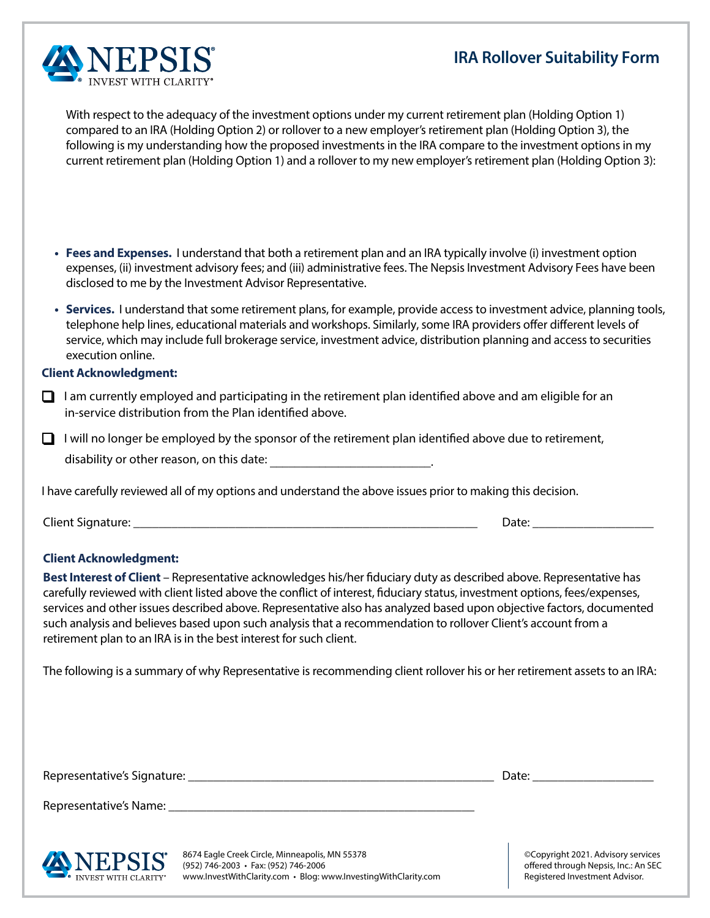# IRA Rollover Suitability Form

With respect to the adequacy of the investment options under my current retirement plan (Holding Option 1) compared to an IRA (Holding Option 2) or rollover to a new employer's retirement plan (Holding Option 3), the following is my understanding how the proposed investments in the IRA compare to the investment options in my current retirement plan (Holding Option 1) and a rollover to my new employer's retirement plan (Holding Option 3):

- **Fees and Expenses.** I understand that both a retirement plan and an IRA typically involve (i) investment option expenses, (ii) investment advisory fees; and (iii) administrative fees. The Nepsis Investment Advisory Fees have been disclosed to me by the Investment Advisor Representative.
- **Services.** I understand that some retirement plans, for example, provide access to investment advice, planning tools, telephone help lines, educational materials and workshops. Similarly, some IRA providers offer different levels of service, which may include full brokerage service, investment advice, distribution planning and access to securities execution online.

**Client Acknowledgment:**

☐ I am currently employed and participating in the retirement plan identified above and am eligible for an in-service distribution from the Plan identified above.

☐ I will no longer be employed by the sponsor of the retirement plan identified above due to retirement, disability or other reason, on this date: ________________________.

I have carefully reviewed all of my options and understand the above issues prior to making this decision.

Client Signature: ______________________________________________________ Date: __________________

**Client Acknowledgment:**

**Best Interest of Client** – Representative acknowledges his/her fiduciary duty as described above. Representative has carefully reviewed with client listed above the conflict of interest, fiduciary status, investment options, fees/expenses, services and other issues described above. Representative also has analyzed based upon objective factors, documented such analysis and believes based upon such analysis that a recommendation to rollover Client's account from a retirement plan to an IRA is in the best interest for such client.

The following is a summary of why Representative is recommending client rollover his or her retirement assets to an IRA:

Representative's Signature: ________________________________________________ Date: __________________

Representative's Name: ________________________________________________

8674 Eagle Creek Circle, Minneapolis, MN 55378
(952) 746-2003 • Fax: (952) 746-2006
www.InvestWithClarity.com • Blog: www.InvestingWithClarity.com

©Copyright 2021. Advisory services offered through Nepsis, Inc.: An SEC Registered Investment Advisor.